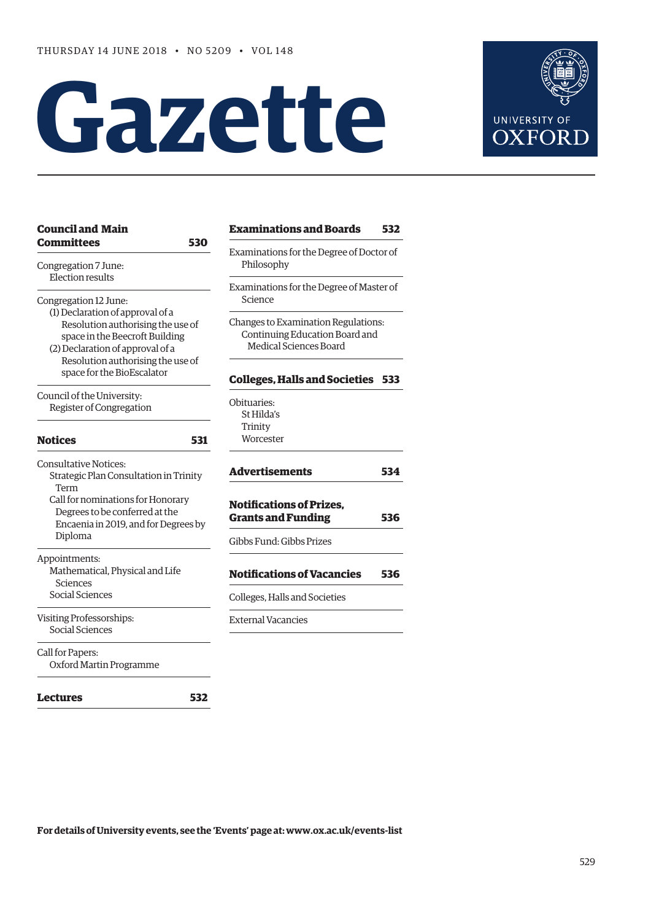THURSDAY 14 JUNE 2018 • NO 5209 • VOL 148

# Gazette

UNIVERSITY OF OXFORD

**Council and Main Committees** **530**

Congregation 7 June:
Election results

Congregation 12 June:
(1) Declaration of approval of a Resolution authorising the use of space in the Beecroft Building
(2) Declaration of approval of a Resolution authorising the use of space for the BioEscalator

Council of the University:
Register of Congregation

**Notices** **531**

Consultative Notices:
Strategic Plan Consultation in Trinity Term
Call for nominations for Honorary Degrees to be conferred at the Encaenia in 2019, and for Degrees by Diploma

Appointments:
Mathematical, Physical and Life Sciences
Social Sciences

Visiting Professorships:
Social Sciences

Call for Papers:
Oxford Martin Programme

**Lectures** **532**

**Examinations and Boards** **532**

Examinations for the Degree of Doctor of Philosophy

Examinations for the Degree of Master of Science

Changes to Examination Regulations:
Continuing Education Board and Medical Sciences Board

**Colleges, Halls and Societies** **533**

Obituaries:
St Hilda's
Trinity
Worcester

**Advertisements** **534**

**Notifications of Prizes, Grants and Funding** **536**

Gibbs Fund: Gibbs Prizes

**Notifications of Vacancies** **536**

Colleges, Halls and Societies

External Vacancies

**For details of University events, see the 'Events' page at: www.ox.ac.uk/events-list**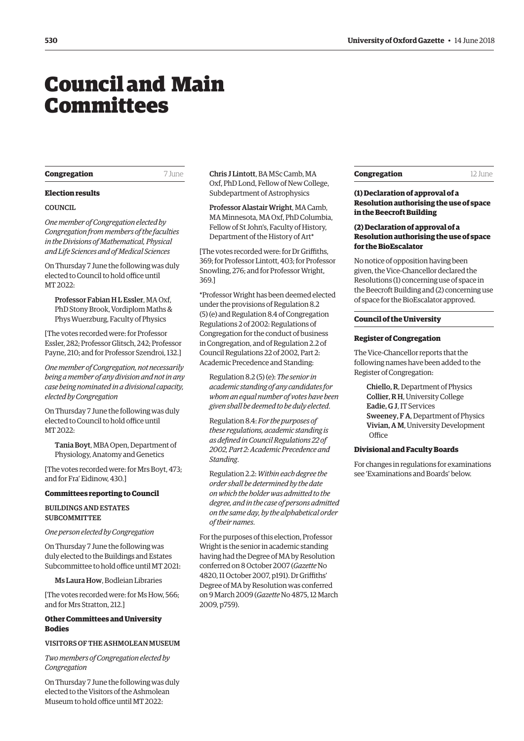# Council and Main Committees

## Congregation — 7 June

### Election results

#### COUNCIL

*One member of Congregation elected by Congregation from members of the faculties in the Divisions of Mathematical, Physical and Life Sciences and of Medical Sciences*

On Thursday 7 June the following was duly elected to Council to hold office until MT 2022:

> **Professor Fabian H L Essler**, MA Oxf, PhD Stony Brook, Vordiplom Maths & Phys Wuerzburg, Faculty of Physics

[The votes recorded were: for Professor Essler, 282; Professor Glitsch, 242; Professor Payne, 210; and for Professor Szendroi, 132.]

*One member of Congregation, not necessarily being a member of any division and not in any case being nominated in a divisional capacity, elected by Congregation*

On Thursday 7 June the following was duly elected to Council to hold office until MT 2022:

> **Tania Boyt**, MBA Open, Department of Physiology, Anatomy and Genetics

[The votes recorded were: for Mrs Boyt, 473; and for Fra' Eidinow, 430.]

### Committees reporting to Council

#### BUILDINGS AND ESTATES SUBCOMMITTEE

*One person elected by Congregation*

On Thursday 7 June the following was duly elected to the Buildings and Estates Subcommittee to hold office until MT 2021:

> **Ms Laura How**, Bodleian Libraries

[The votes recorded were: for Ms How, 566; and for Mrs Stratton, 212.]

### Other Committees and University Bodies

#### VISITORS OF THE ASHMOLEAN MUSEUM

*Two members of Congregation elected by Congregation*

On Thursday 7 June the following was duly elected to the Visitors of the Ashmolean Museum to hold office until MT 2022:

> **Chris J Lintott**, BA MSc Camb, MA Oxf, PhD Lond, Fellow of New College, Subdepartment of Astrophysics
>
> **Professor Alastair Wright**, MA Camb, MA Minnesota, MA Oxf, PhD Columbia, Fellow of St John's, Faculty of History, Department of the History of Art*

[The votes recorded were: for Dr Griffiths, 369; for Professor Lintott, 403; for Professor Snowling, 276; and for Professor Wright, 369.]

*Professor Wright has been deemed elected under the provisions of Regulation 8.2 (5) (e) and Regulation 8.4 of Congregation Regulations 2 of 2002: Regulations of Congregation for the conduct of business in Congregation, and of Regulation 2.2 of Council Regulations 22 of 2002, Part 2: Academic Precedence and Standing:

> Regulation 8.2 (5) (e): *The senior in academic standing of any candidates for whom an equal number of votes have been given shall be deemed to be duly elected.*
>
> Regulation 8.4: *For the purposes of these regulations, academic standing is as defined in Council Regulations 22 of 2002, Part 2: Academic Precedence and Standing.*
>
> Regulation 2.2: *Within each degree the order shall be determined by the date on which the holder was admitted to the degree, and in the case of persons admitted on the same day, by the alphabetical order of their names.*

For the purposes of this election, Professor Wright is the senior in academic standing having had the Degree of MA by Resolution conferred on 8 October 2007 (*Gazette* No 4820, 11 October 2007, p191). Dr Griffiths' Degree of MA by Resolution was conferred on 9 March 2009 (*Gazette* No 4875, 12 March 2009, p759).

## Congregation — 12 June

### (1) Declaration of approval of a Resolution authorising the use of space in the Beecroft Building

### (2) Declaration of approval of a Resolution authorising the use of space for the BioEscalator

No notice of opposition having been given, the Vice-Chancellor declared the Resolutions (1) concerning use of space in the Beecroft Building and (2) concerning use of space for the BioEscalator approved.

## Council of the University

### Register of Congregation

The Vice-Chancellor reports that the following names have been added to the Register of Congregation:

> **Chiello, R**, Department of Physics
> **Collier, R H**, University College
> **Eadie, G J**, IT Services
> **Sweeney, F A**, Department of Physics
> **Vivian, A M**, University Development Office

### Divisional and Faculty Boards

For changes in regulations for examinations see 'Examinations and Boards' below.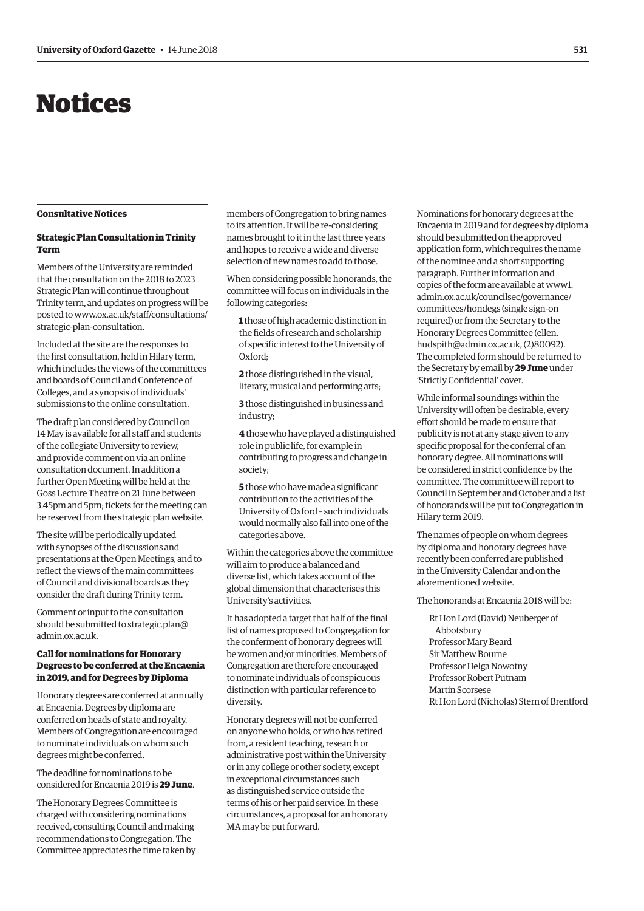# Notices

## Consultative Notices

### Strategic Plan Consultation in Trinity Term

Members of the University are reminded that the consultation on the 2018 to 2023 Strategic Plan will continue throughout Trinity term, and updates on progress will be posted to www.ox.ac.uk/staff/consultations/strategic-plan-consultation.

Included at the site are the responses to the first consultation, held in Hilary term, which includes the views of the committees and boards of Council and Conference of Colleges, and a synopsis of individuals' submissions to the online consultation.

The draft plan considered by Council on 14 May is available for all staff and students of the collegiate University to review, and provide comment on via an online consultation document. In addition a further Open Meeting will be held at the Goss Lecture Theatre on 21 June between 3.45pm and 5pm; tickets for the meeting can be reserved from the strategic plan website.

The site will be periodically updated with synopses of the discussions and presentations at the Open Meetings, and to reflect the views of the main committees of Council and divisional boards as they consider the draft during Trinity term.

Comment or input to the consultation should be submitted to strategic.plan@admin.ox.ac.uk.

### Call for nominations for Honorary Degrees to be conferred at the Encaenia in 2019, and for Degrees by Diploma

Honorary degrees are conferred at annually at Encaenia. Degrees by diploma are conferred on heads of state and royalty. Members of Congregation are encouraged to nominate individuals on whom such degrees might be conferred.

The deadline for nominations to be considered for Encaenia 2019 is **29 June**.

The Honorary Degrees Committee is charged with considering nominations received, consulting Council and making recommendations to Congregation. The Committee appreciates the time taken by members of Congregation to bring names to its attention. It will be re-considering names brought to it in the last three years and hopes to receive a wide and diverse selection of new names to add to those.

When considering possible honorands, the committee will focus on individuals in the following categories:

**1** those of high academic distinction in the fields of research and scholarship of specific interest to the University of Oxford;

**2** those distinguished in the visual, literary, musical and performing arts;

**3** those distinguished in business and industry;

**4** those who have played a distinguished role in public life, for example in contributing to progress and change in society;

**5** those who have made a significant contribution to the activities of the University of Oxford – such individuals would normally also fall into one of the categories above.

Within the categories above the committee will aim to produce a balanced and diverse list, which takes account of the global dimension that characterises this University's activities.

It has adopted a target that half of the final list of names proposed to Congregation for the conferment of honorary degrees will be women and/or minorities. Members of Congregation are therefore encouraged to nominate individuals of conspicuous distinction with particular reference to diversity.

Honorary degrees will not be conferred on anyone who holds, or who has retired from, a resident teaching, research or administrative post within the University or in any college or other society, except in exceptional circumstances such as distinguished service outside the terms of his or her paid service. In these circumstances, a proposal for an honorary MA may be put forward.

Nominations for honorary degrees at the Encaenia in 2019 and for degrees by diploma should be submitted on the approved application form, which requires the name of the nominee and a short supporting paragraph. Further information and copies of the form are available at www1.admin.ox.ac.uk/councilsec/governance/committees/hondegs (single sign-on required) or from the Secretary to the Honorary Degrees Committee (ellen.hudspith@admin.ox.ac.uk, (2)80092). The completed form should be returned to the Secretary by email by **29 June** under 'Strictly Confidential' cover.

While informal soundings within the University will often be desirable, every effort should be made to ensure that publicity is not at any stage given to any specific proposal for the conferral of an honorary degree. All nominations will be considered in strict confidence by the committee. The committee will report to Council in September and October and a list of honorands will be put to Congregation in Hilary term 2019.

The names of people on whom degrees by diploma and honorary degrees have recently been conferred are published in the University Calendar and on the aforementioned website.

The honorands at Encaenia 2018 will be:

Rt Hon Lord (David) Neuberger of Abbotsbury
Professor Mary Beard
Sir Matthew Bourne
Professor Helga Nowotny
Professor Robert Putnam
Martin Scorsese
Rt Hon Lord (Nicholas) Stern of Brentford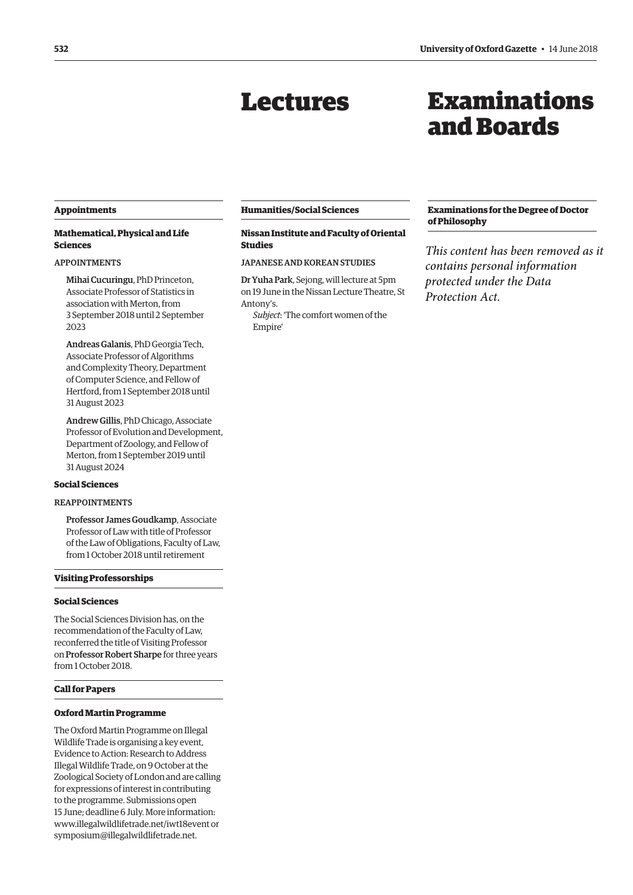# Lectures

## Appointments

### Mathematical, Physical and Life Sciences

APPOINTMENTS

**Mihai Cucuringu**, PhD Princeton, Associate Professor of Statistics in association with Merton, from 3 September 2018 until 2 September 2023

**Andreas Galanis**, PhD Georgia Tech, Associate Professor of Algorithms and Complexity Theory, Department of Computer Science, and Fellow of Hertford, from 1 September 2018 until 31 August 2023

**Andrew Gillis**, PhD Chicago, Associate Professor of Evolution and Development, Department of Zoology, and Fellow of Merton, from 1 September 2019 until 31 August 2024

### Social Sciences

REAPPOINTMENTS

**Professor James Goudkamp**, Associate Professor of Law with title of Professor of the Law of Obligations, Faculty of Law, from 1 October 2018 until retirement

## Visiting Professorships

### Social Sciences

The Social Sciences Division has, on the recommendation of the Faculty of Law, reconferred the title of Visiting Professor on **Professor Robert Sharpe** for three years from 1 October 2018.

## Call for Papers

### Oxford Martin Programme

The Oxford Martin Programme on Illegal Wildlife Trade is organising a key event, Evidence to Action: Research to Address Illegal Wildlife Trade, on 9 October at the Zoological Society of London and are calling for expressions of interest in contributing to the programme. Submissions open 15 June; deadline 6 July. More information: www.illegalwildlifetrade.net/iwt18event or symposium@illegalwildlifetrade.net.

## Humanities/Social Sciences

### Nissan Institute and Faculty of Oriental Studies

JAPANESE AND KOREAN STUDIES

**Dr Yuha Park**, Sejong, will lecture at 5pm on 19 June in the Nissan Lecture Theatre, St Antony's.

*Subject*: 'The comfort women of the Empire'

# Examinations and Boards

## Examinations for the Degree of Doctor of Philosophy

*This content has been removed as it contains personal information protected under the Data Protection Act.*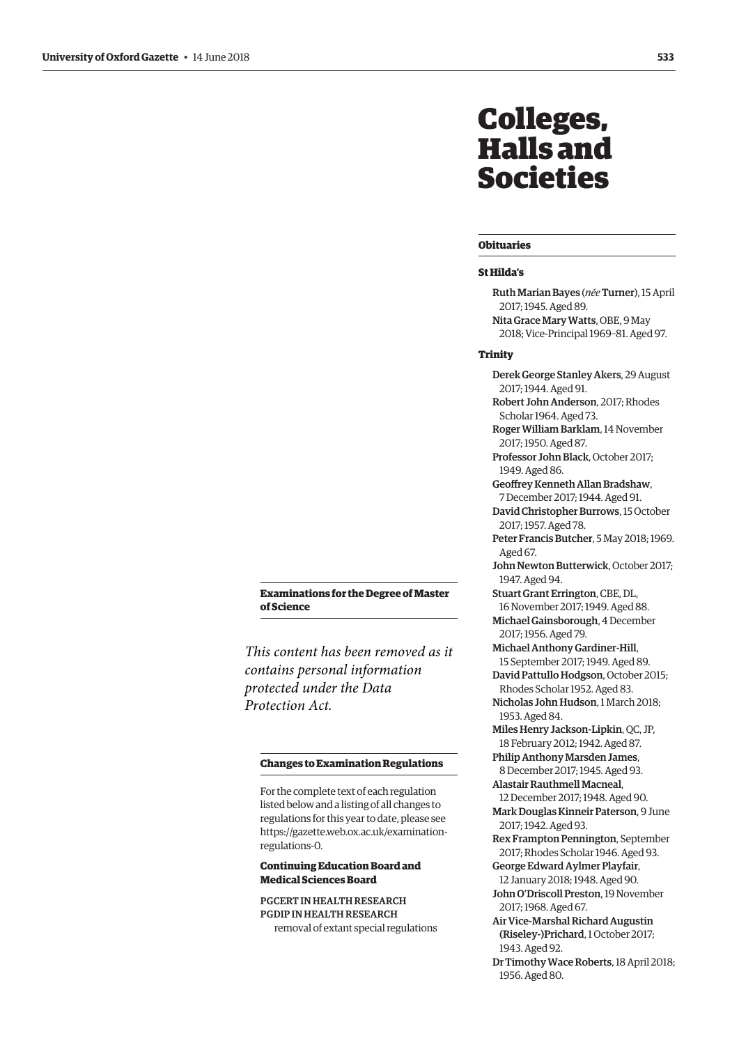## Examinations for the Degree of Master of Science

*This content has been removed as it contains personal information protected under the Data Protection Act.*

## Changes to Examination Regulations

For the complete text of each regulation listed below and a listing of all changes to regulations for this year to date, please see https://gazette.web.ox.ac.uk/examination-regulations-0.

### Continuing Education Board and Medical Sciences Board

PGCERT IN HEALTH RESEARCH
PGDIP IN HEALTH RESEARCH
removal of extant special regulations

# Colleges, Halls and Societies

## Obituaries

### St Hilda's

Ruth Marian Bayes (*née* Turner), 15 April 2017; 1945. Aged 89.

Nita Grace Mary Watts, OBE, 9 May 2018; Vice-Principal 1969–81. Aged 97.

### Trinity

Derek George Stanley Akers, 29 August 2017; 1944. Aged 91.

Robert John Anderson, 2017; Rhodes Scholar 1964. Aged 73.

Roger William Barklam, 14 November 2017; 1950. Aged 87.

Professor John Black, October 2017; 1949. Aged 86.

Geoffrey Kenneth Allan Bradshaw, 7 December 2017; 1944. Aged 91.

David Christopher Burrows, 15 October 2017; 1957. Aged 78.

Peter Francis Butcher, 5 May 2018; 1969. Aged 67.

John Newton Butterwick, October 2017; 1947. Aged 94.

Stuart Grant Errington, CBE, DL, 16 November 2017; 1949. Aged 88.

Michael Gainsborough, 4 December 2017; 1956. Aged 79.

Michael Anthony Gardiner-Hill, 15 September 2017; 1949. Aged 89.

David Pattullo Hodgson, October 2015; Rhodes Scholar 1952. Aged 83.

Nicholas John Hudson, 1 March 2018; 1953. Aged 84.

Miles Henry Jackson-Lipkin, QC, JP, 18 February 2012; 1942. Aged 87.

Philip Anthony Marsden James, 8 December 2017; 1945. Aged 93.

Alastair Rauthmell Macneal, 12 December 2017; 1948. Aged 90.

Mark Douglas Kinneir Paterson, 9 June 2017; 1942. Aged 93.

Rex Frampton Pennington, September 2017; Rhodes Scholar 1946. Aged 93.

George Edward Aylmer Playfair, 12 January 2018; 1948. Aged 90.

John O'Driscoll Preston, 19 November 2017; 1968. Aged 67.

Air Vice-Marshal Richard Augustin (Riseley-)Prichard, 1 October 2017; 1943. Aged 92.

Dr Timothy Wace Roberts, 18 April 2018; 1956. Aged 80.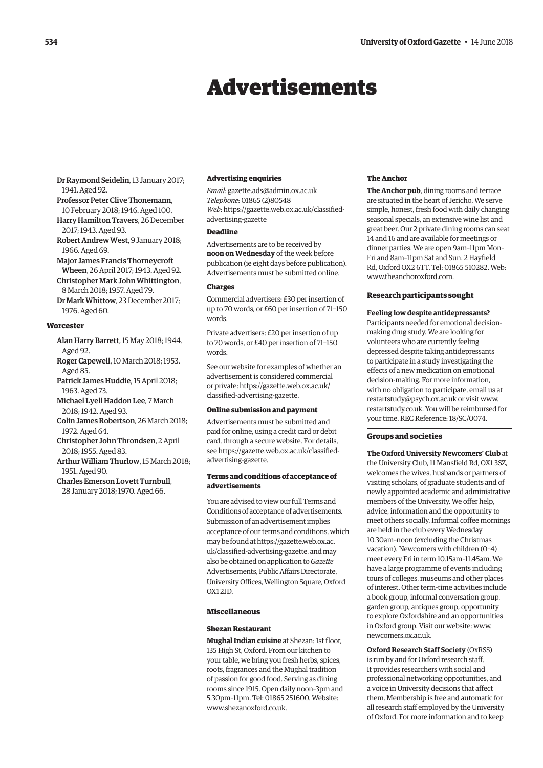# Advertisements

Dr Raymond Seidelin, 13 January 2017; 1941. Aged 92.

Professor Peter Clive Thonemann, 10 February 2018; 1946. Aged 100.

Harry Hamilton Travers, 26 December 2017; 1943. Aged 93.

Robert Andrew West, 9 January 2018; 1966. Aged 69.

Major James Francis Thorneycroft Wheen, 26 April 2017; 1943. Aged 92.

Christopher Mark John Whittington, 8 March 2018; 1957. Aged 79.

Dr Mark Whittow, 23 December 2017; 1976. Aged 60.

### Worcester

Alan Harry Barrett, 15 May 2018; 1944. Aged 92.

Roger Capewell, 10 March 2018; 1953. Aged 85.

Patrick James Huddie, 15 April 2018; 1963. Aged 73.

Michael Lyell Haddon Lee, 7 March 2018; 1942. Aged 93.

Colin James Robertson, 26 March 2018; 1972. Aged 64.

Christopher John Throndsen, 2 April 2018; 1955. Aged 83.

Arthur William Thurlow, 15 March 2018; 1951. Aged 90.

Charles Emerson Lovett Turnbull, 28 January 2018; 1970. Aged 66.

### Advertising enquiries

*Email*: gazette.ads@admin.ox.ac.uk
*Telephone*: 01865 (2)80548
*Web*: https://gazette.web.ox.ac.uk/classified-advertising-gazette

### Deadline

Advertisements are to be received by **noon on Wednesday** of the week before publication (ie eight days before publication). Advertisements must be submitted online.

### Charges

Commercial advertisers: £30 per insertion of up to 70 words, or £60 per insertion of 71–150 words.

Private advertisers: £20 per insertion of up to 70 words, or £40 per insertion of 71–150 words.

See our website for examples of whether an advertisement is considered commercial or private: https://gazette.web.ox.ac.uk/classified-advertising-gazette.

### Online submission and payment

Advertisements must be submitted and paid for online, using a credit card or debit card, through a secure website. For details, see https://gazette.web.ox.ac.uk/classified-advertising-gazette.

### Terms and conditions of acceptance of advertisements

You are advised to view our full Terms and Conditions of acceptance of advertisements. Submission of an advertisement implies acceptance of our terms and conditions, which may be found at https://gazette.web.ox.ac.uk/classified-advertising-gazette, and may also be obtained on application to *Gazette* Advertisements, Public Affairs Directorate, University Offices, Wellington Square, Oxford OX1 2JD.

## Miscellaneous

### Shezan Restaurant

**Mughal Indian cuisine** at Shezan: 1st floor, 135 High St, Oxford. From our kitchen to your table, we bring you fresh herbs, spices, roots, fragrances and the Mughal tradition of passion for good food. Serving as dining rooms since 1915. Open daily noon–3pm and 5.30pm–11pm. Tel: 01865 251600. Website: www.shezanoxford.co.uk.

### The Anchor

**The Anchor pub**, dining rooms and terrace are situated in the heart of Jericho. We serve simple, honest, fresh food with daily changing seasonal specials, an extensive wine list and great beer. Our 2 private dining rooms can seat 14 and 16 and are available for meetings or dinner parties. We are open 9am–11pm Mon–Fri and 8am–11pm Sat and Sun. 2 Hayfield Rd, Oxford OX2 6TT. Tel: 01865 510282. Web: www.theanchoroxford.com.

## Research participants sought

**Feeling low despite antidepressants?** Participants needed for emotional decision-making drug study. We are looking for volunteers who are currently feeling depressed despite taking antidepressants to participate in a study investigating the effects of a new medication on emotional decision-making. For more information, with no obligation to participate, email us at restartstudy@psych.ox.ac.uk or visit www.restartstudy.co.uk. You will be reimbursed for your time. REC Reference: 18/SC/0074.

## Groups and societies

**The Oxford University Newcomers' Club** at the University Club, 11 Mansfield Rd, OX1 3SZ, welcomes the wives, husbands or partners of visiting scholars, of graduate students and of newly appointed academic and administrative members of the University. We offer help, advice, information and the opportunity to meet others socially. Informal coffee mornings are held in the club every Wednesday 10.30am–noon (excluding the Christmas vacation). Newcomers with children (0–4) meet every Fri in term 10.15am–11.45am. We have a large programme of events including tours of colleges, museums and other places of interest. Other term-time activities include a book group, informal conversation group, garden group, antiques group, opportunity to explore Oxfordshire and an opportunities in Oxford group. Visit our website: www.newcomers.ox.ac.uk.

**Oxford Research Staff Society** (OxRSS) is run by and for Oxford research staff. It provides researchers with social and professional networking opportunities, and a voice in University decisions that affect them. Membership is free and automatic for all research staff employed by the University of Oxford. For more information and to keep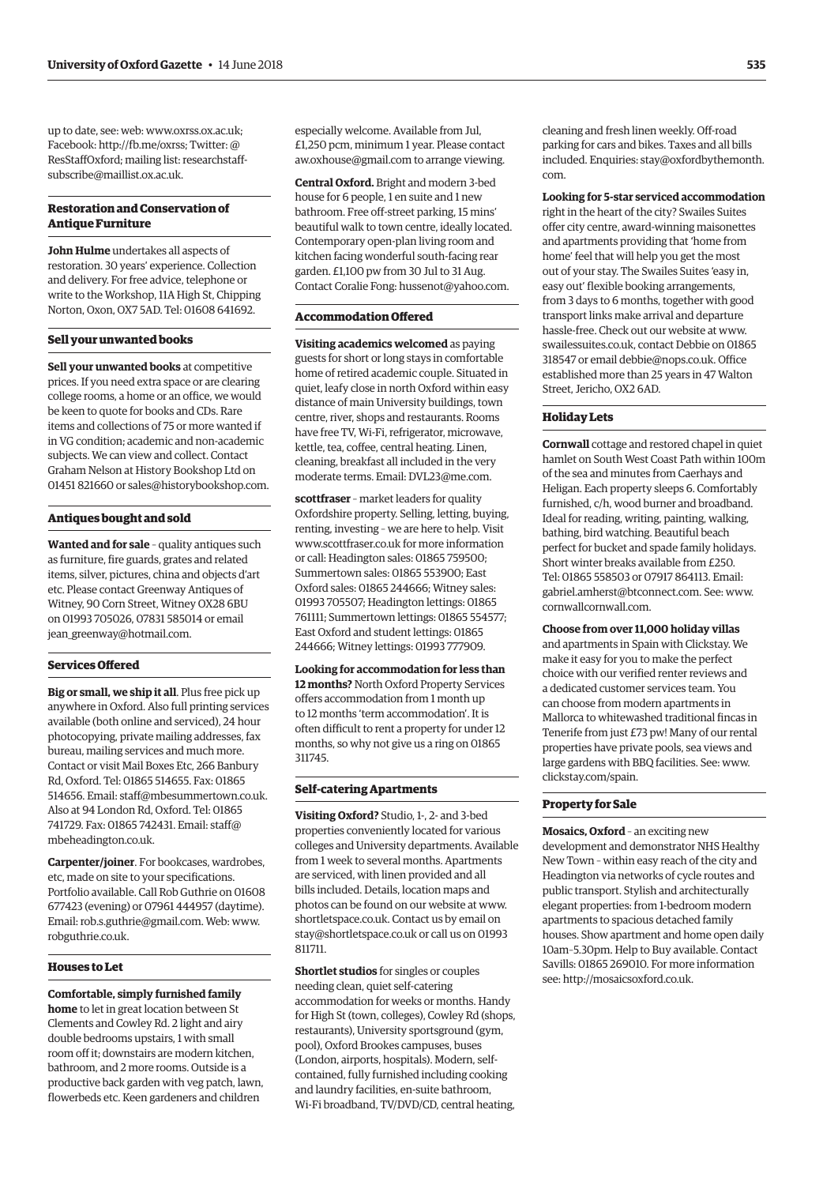up to date, see: web: www.oxrss.ox.ac.uk; Facebook: http://fb.me/oxrss; Twitter: @ResStaffOxford; mailing list: researchstaff-subscribe@maillist.ox.ac.uk.

### Restoration and Conservation of Antique Furniture

**John Hulme** undertakes all aspects of restoration. 30 years' experience. Collection and delivery. For free advice, telephone or write to the Workshop, 11A High St, Chipping Norton, Oxon, OX7 5AD. Tel: 01608 641692.

### Sell your unwanted books

**Sell your unwanted books** at competitive prices. If you need extra space or are clearing college rooms, a home or an office, we would be keen to quote for books and CDs. Rare items and collections of 75 or more wanted if in VG condition; academic and non-academic subjects. We can view and collect. Contact Graham Nelson at History Bookshop Ltd on 01451 821660 or sales@historybookshop.com.

### Antiques bought and sold

**Wanted and for sale** – quality antiques such as furniture, fire guards, grates and related items, silver, pictures, china and objects d'art etc. Please contact Greenway Antiques of Witney, 90 Corn Street, Witney OX28 6BU on 01993 705026, 07831 585014 or email jean_greenway@hotmail.com.

### Services Offered

**Big or small, we ship it all**. Plus free pick up anywhere in Oxford. Also full printing services available (both online and serviced), 24 hour photocopying, private mailing addresses, fax bureau, mailing services and much more. Contact or visit Mail Boxes Etc, 266 Banbury Rd, Oxford. Tel: 01865 514655. Fax: 01865 514656. Email: staff@mbesummertown.co.uk. Also at 94 London Rd, Oxford. Tel: 01865 741729. Fax: 01865 742431. Email: staff@mbeheadington.co.uk.

**Carpenter/joiner**. For bookcases, wardrobes, etc, made on site to your specifications. Portfolio available. Call Rob Guthrie on 01608 677423 (evening) or 07961 444957 (daytime). Email: rob.s.guthrie@gmail.com. Web: www.robguthrie.co.uk.

### Houses to Let

**Comfortable, simply furnished family home** to let in great location between St Clements and Cowley Rd. 2 light and airy double bedrooms upstairs, 1 with small room off it; downstairs are modern kitchen, bathroom, and 2 more rooms. Outside is a productive back garden with veg patch, lawn, flowerbeds etc. Keen gardeners and children especially welcome. Available from Jul, £1,250 pcm, minimum 1 year. Please contact aw.oxhouse@gmail.com to arrange viewing.

**Central Oxford.** Bright and modern 3-bed house for 6 people, 1 en suite and 1 new bathroom. Free off-street parking, 15 mins' beautiful walk to town centre, ideally located. Contemporary open-plan living room and kitchen facing wonderful south-facing rear garden. £1,100 pw from 30 Jul to 31 Aug. Contact Coralie Fong: hussenot@yahoo.com.

### Accommodation Offered

**Visiting academics welcomed** as paying guests for short or long stays in comfortable home of retired academic couple. Situated in quiet, leafy close in north Oxford within easy distance of main University buildings, town centre, river, shops and restaurants. Rooms have free TV, Wi-Fi, refrigerator, microwave, kettle, tea, coffee, central heating. Linen, cleaning, breakfast all included in the very moderate terms. Email: DVL23@me.com.

**scottfraser** – market leaders for quality Oxfordshire property. Selling, letting, buying, renting, investing – we are here to help. Visit www.scottfraser.co.uk for more information or call: Headington sales: 01865 759500; Summertown sales: 01865 553900; East Oxford sales: 01865 244666; Witney sales: 01993 705507; Headington lettings: 01865 761111; Summertown lettings: 01865 554577; East Oxford and student lettings: 01865 244666; Witney lettings: 01993 777909.

**Looking for accommodation for less than 12 months?** North Oxford Property Services offers accommodation from 1 month up to 12 months 'term accommodation'. It is often difficult to rent a property for under 12 months, so why not give us a ring on 01865 311745.

### Self-catering Apartments

**Visiting Oxford?** Studio, 1-, 2- and 3-bed properties conveniently located for various colleges and University departments. Available from 1 week to several months. Apartments are serviced, with linen provided and all bills included. Details, location maps and photos can be found on our website at www.shortletspace.co.uk. Contact us by email on stay@shortletspace.co.uk or call us on 01993 811711.

**Shortlet studios** for singles or couples needing clean, quiet self-catering accommodation for weeks or months. Handy for High St (town, colleges), Cowley Rd (shops, restaurants), University sportsground (gym, pool), Oxford Brookes campuses, buses (London, airports, hospitals). Modern, self-contained, fully furnished including cooking and laundry facilities, en-suite bathroom, Wi-Fi broadband, TV/DVD/CD, central heating, cleaning and fresh linen weekly. Off-road parking for cars and bikes. Taxes and all bills included. Enquiries: stay@oxfordbythemonth.com.

**Looking for 5-star serviced accommodation** right in the heart of the city? Swailes Suites offer city centre, award-winning maisonettes and apartments providing that 'home from home' feel that will help you get the most out of your stay. The Swailes Suites 'easy in, easy out' flexible booking arrangements, from 3 days to 6 months, together with good transport links make arrival and departure hassle-free. Check out our website at www.swailessuites.co.uk, contact Debbie on 01865 318547 or email debbie@nops.co.uk. Office established more than 25 years in 47 Walton Street, Jericho, OX2 6AD.

### Holiday Lets

**Cornwall** cottage and restored chapel in quiet hamlet on South West Coast Path within 100m of the sea and minutes from Caerhays and Heligan. Each property sleeps 6. Comfortably furnished, c/h, wood burner and broadband. Ideal for reading, writing, painting, walking, bathing, bird watching. Beautiful beach perfect for bucket and spade family holidays. Short winter breaks available from £250. Tel: 01865 558503 or 07917 864113. Email: gabriel.amherst@btconnect.com. See: www.cornwallcornwall.com.

**Choose from over 11,000 holiday villas** and apartments in Spain with Clickstay. We make it easy for you to make the perfect choice with our verified renter reviews and a dedicated customer services team. You can choose from modern apartments in Mallorca to whitewashed traditional fincas in Tenerife from just £73 pw! Many of our rental properties have private pools, sea views and large gardens with BBQ facilities. See: www.clickstay.com/spain.

### Property for Sale

**Mosaics, Oxford** – an exciting new development and demonstrator NHS Healthy New Town – within easy reach of the city and Headington via networks of cycle routes and public transport. Stylish and architecturally elegant properties: from 1-bedroom modern apartments to spacious detached family houses. Show apartment and home open daily 10am–5.30pm. Help to Buy available. Contact Savills: 01865 269010. For more information see: http://mosaicsoxford.co.uk.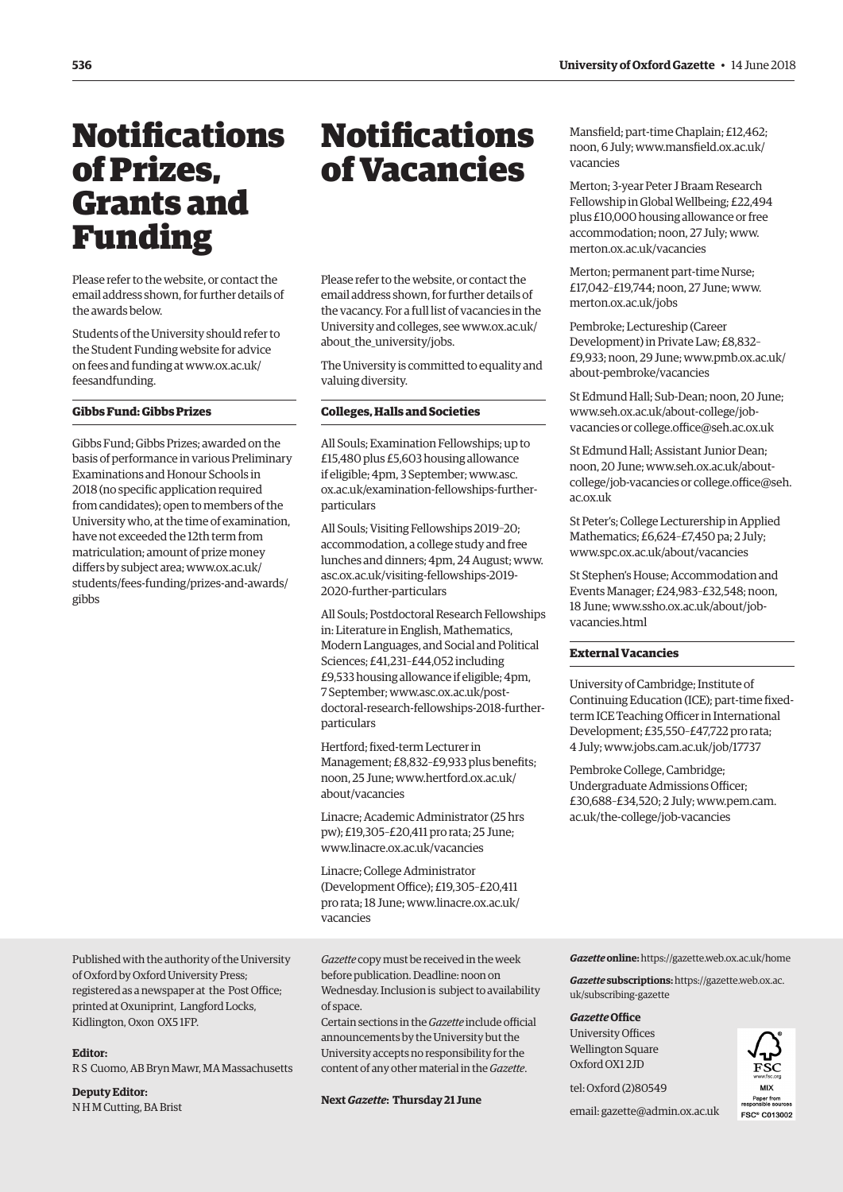# Notifications of Prizes, Grants and Funding

Please refer to the website, or contact the email address shown, for further details of the awards below.

Students of the University should refer to the Student Funding website for advice on fees and funding at www.ox.ac.uk/feesandfunding.

### Gibbs Fund: Gibbs Prizes

Gibbs Fund; Gibbs Prizes; awarded on the basis of performance in various Preliminary Examinations and Honour Schools in 2018 (no specific application required from candidates); open to members of the University who, at the time of examination, have not exceeded the 12th term from matriculation; amount of prize money differs by subject area; www.ox.ac.uk/students/fees-funding/prizes-and-awards/gibbs

# Notifications of Vacancies

Please refer to the website, or contact the email address shown, for further details of the vacancy. For a full list of vacancies in the University and colleges, see www.ox.ac.uk/about_the_university/jobs.

The University is committed to equality and valuing diversity.

### Colleges, Halls and Societies

All Souls; Examination Fellowships; up to £15,480 plus £5,603 housing allowance if eligible; 4pm, 3 September; www.asc.ox.ac.uk/examination-fellowships-further-particulars

All Souls; Visiting Fellowships 2019–20; accommodation, a college study and free lunches and dinners; 4pm, 24 August; www.asc.ox.ac.uk/visiting-fellowships-2019-2020-further-particulars

All Souls; Postdoctoral Research Fellowships in: Literature in English, Mathematics, Modern Languages, and Social and Political Sciences; £41,231–£44,052 including £9,533 housing allowance if eligible; 4pm, 7 September; www.asc.ox.ac.uk/post-doctoral-research-fellowships-2018-further-particulars

Hertford; fixed-term Lecturer in Management; £8,832–£9,933 plus benefits; noon, 25 June; www.hertford.ox.ac.uk/about/vacancies

Linacre; Academic Administrator (25 hrs pw); £19,305–£20,411 pro rata; 25 June; www.linacre.ox.ac.uk/vacancies

Linacre; College Administrator (Development Office); £19,305–£20,411 pro rata; 18 June; www.linacre.ox.ac.uk/vacancies

Mansfield; part-time Chaplain; £12,462; noon, 6 July; www.mansfield.ox.ac.uk/vacancies

Merton; 3-year Peter J Braam Research Fellowship in Global Wellbeing; £22,494 plus £10,000 housing allowance or free accommodation; noon, 27 July; www.merton.ox.ac.uk/vacancies

Merton; permanent part-time Nurse; £17,042–£19,744; noon, 27 June; www.merton.ox.ac.uk/jobs

Pembroke; Lectureship (Career Development) in Private Law; £8,832–£9,933; noon, 29 June; www.pmb.ox.ac.uk/about-pembroke/vacancies

St Edmund Hall; Sub-Dean; noon, 20 June; www.seh.ox.ac.uk/about-college/job-vacancies or college.office@seh.ac.ox.uk

St Edmund Hall; Assistant Junior Dean; noon, 20 June; www.seh.ox.ac.uk/about-college/job-vacancies or college.office@seh.ac.ox.uk

St Peter's; College Lecturership in Applied Mathematics; £6,624–£7,450 pa; 2 July; www.spc.ox.ac.uk/about/vacancies

St Stephen's House; Accommodation and Events Manager; £24,983–£32,548; noon, 18 June; www.ssho.ox.ac.uk/about/job-vacancies.html

### External Vacancies

University of Cambridge; Institute of Continuing Education (ICE); part-time fixed-term ICE Teaching Officer in International Development; £35,550–£47,722 pro rata; 4 July; www.jobs.cam.ac.uk/job/17737

Pembroke College, Cambridge; Undergraduate Admissions Officer; £30,688–£34,520; 2 July; www.pem.cam.ac.uk/the-college/job-vacancies

---

Published with the authority of the University of Oxford by Oxford University Press; registered as a newspaper at the Post Office; printed at Oxuniprint, Langford Locks, Kidlington, Oxon OX5 1FP.

**Editor:**
R S Cuomo, AB Bryn Mawr, MA Massachusetts

**Deputy Editor:**
N H M Cutting, BA Brist

*Gazette* copy must be received in the week before publication. Deadline: noon on Wednesday. Inclusion is subject to availability of space.
Certain sections in the *Gazette* include official announcements by the University but the University accepts no responsibility for the content of any other material in the *Gazette*.

**Next *Gazette*: Thursday 21 June**

***Gazette* online:** https://gazette.web.ox.ac.uk/home

***Gazette* subscriptions:** https://gazette.web.ox.ac.uk/subscribing-gazette

***Gazette* Office**
University Offices
Wellington Square
Oxford OX1 2JD

tel: Oxford (2)80549

email: gazette@admin.ox.ac.uk

FSC www.fsc.org MIX Paper from responsible sources FSC® C013002